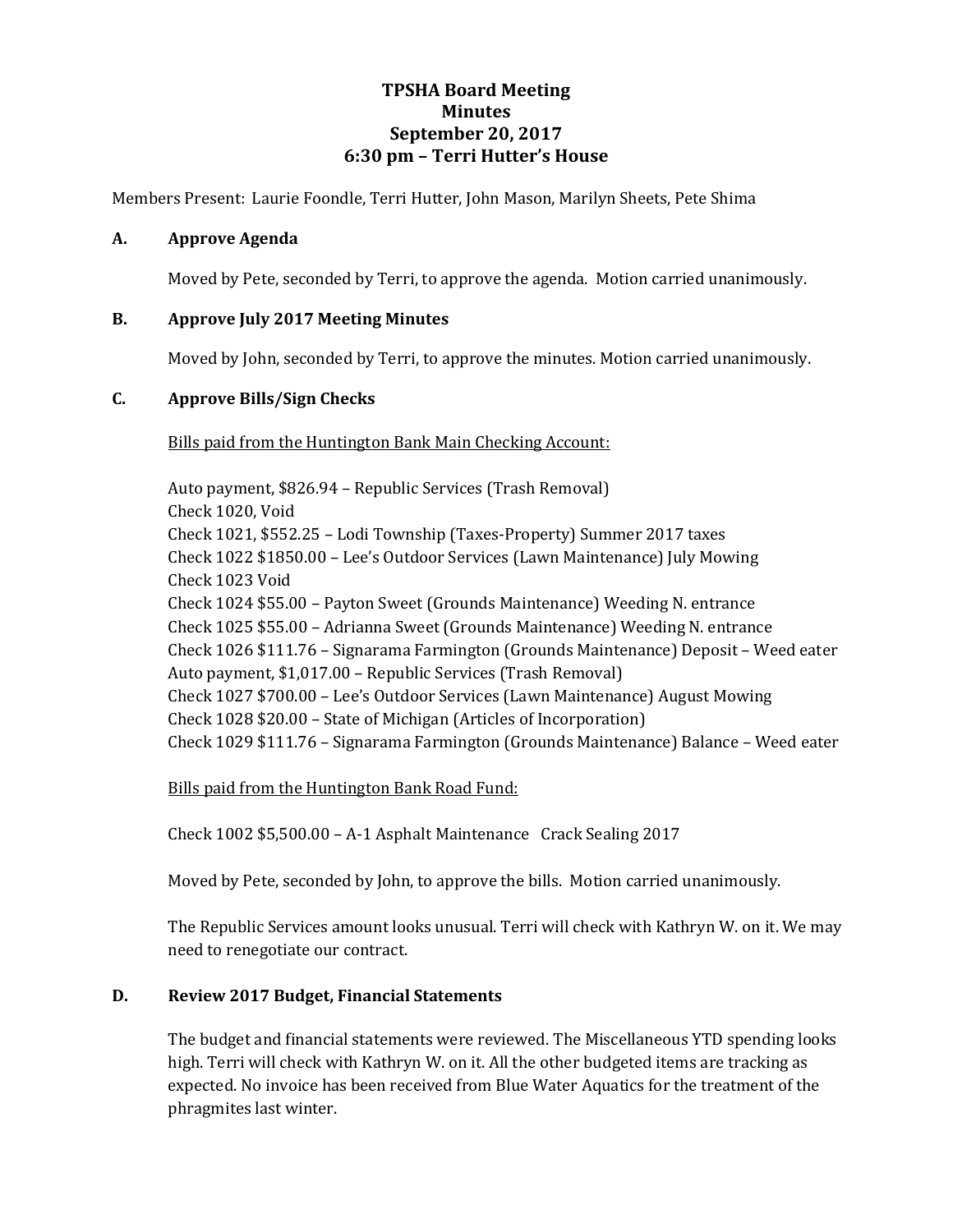# TPSHA Board Meeting
## Minutes
## September 20, 2017
## 6:30 pm – Terri Hutter's House

Members Present: Laurie Foondle, Terri Hutter, John Mason, Marilyn Sheets, Pete Shima

### A. Approve Agenda

Moved by Pete, seconded by Terri, to approve the agenda. Motion carried unanimously.

### B. Approve July 2017 Meeting Minutes

Moved by John, seconded by Terri, to approve the minutes. Motion carried unanimously.

### C. Approve Bills/Sign Checks

<u>Bills paid from the Huntington Bank Main Checking Account:</u>

Auto payment, $826.94 – Republic Services (Trash Removal)
Check 1020, Void
Check 1021, $552.25 – Lodi Township (Taxes-Property) Summer 2017 taxes
Check 1022 $1850.00 – Lee's Outdoor Services (Lawn Maintenance) July Mowing
Check 1023 Void
Check 1024 $55.00 – Payton Sweet (Grounds Maintenance) Weeding N. entrance
Check 1025 $55.00 – Adrianna Sweet (Grounds Maintenance) Weeding N. entrance
Check 1026 $111.76 – Signarama Farmington (Grounds Maintenance) Deposit – Weed eater
Auto payment, $1,017.00 – Republic Services (Trash Removal)
Check 1027 $700.00 – Lee's Outdoor Services (Lawn Maintenance) August Mowing
Check 1028 $20.00 – State of Michigan (Articles of Incorporation)
Check 1029 $111.76 – Signarama Farmington (Grounds Maintenance) Balance – Weed eater

<u>Bills paid from the Huntington Bank Road Fund:</u>

Check 1002 $5,500.00 – A-1 Asphalt Maintenance Crack Sealing 2017

Moved by Pete, seconded by John, to approve the bills. Motion carried unanimously.

The Republic Services amount looks unusual. Terri will check with Kathryn W. on it. We may need to renegotiate our contract.

### D. Review 2017 Budget, Financial Statements

The budget and financial statements were reviewed. The Miscellaneous YTD spending looks high. Terri will check with Kathryn W. on it. All the other budgeted items are tracking as expected. No invoice has been received from Blue Water Aquatics for the treatment of the phragmites last winter.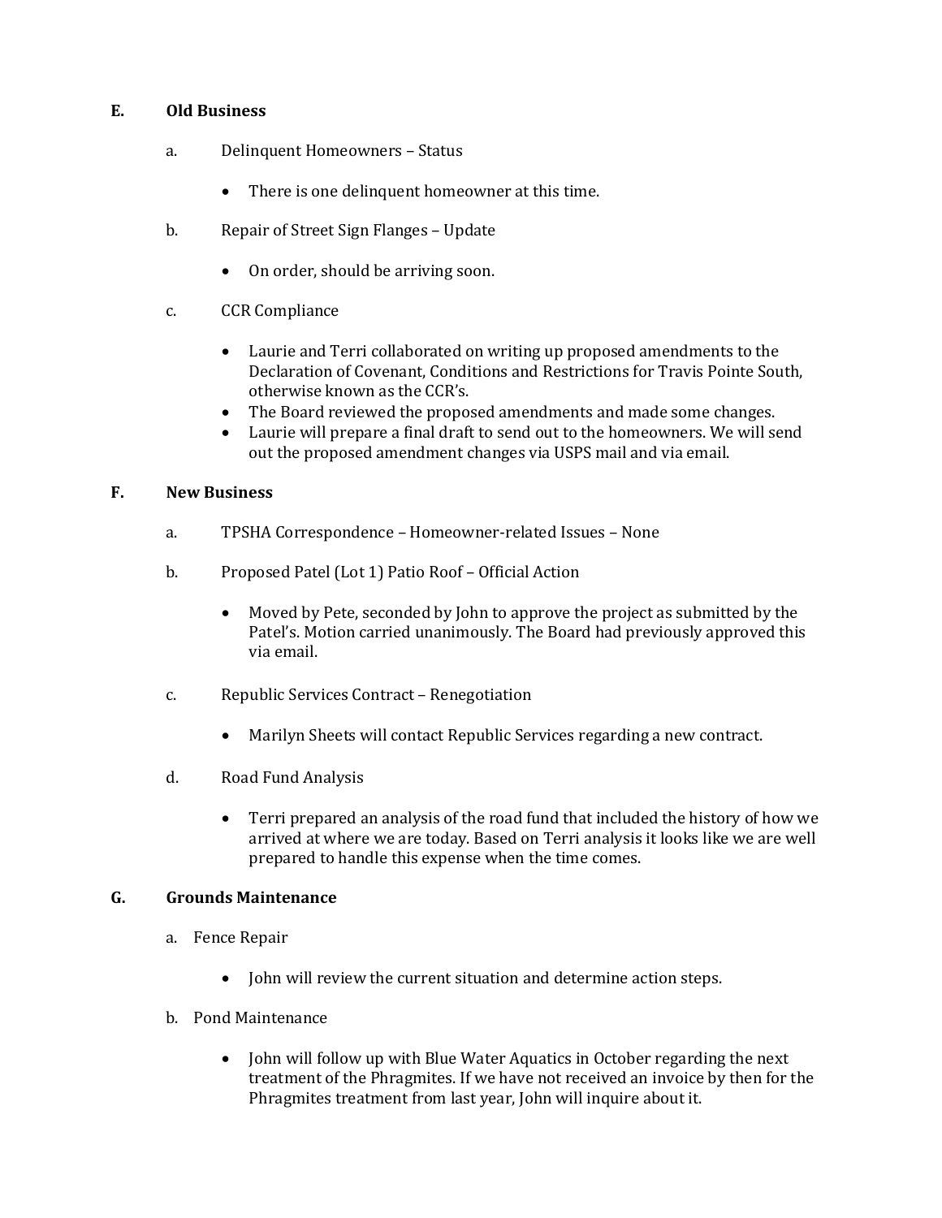## E. Old Business

a. Delinquent Homeowners – Status

- There is one delinquent homeowner at this time.

b. Repair of Street Sign Flanges – Update

- On order, should be arriving soon.

c. CCR Compliance

- Laurie and Terri collaborated on writing up proposed amendments to the Declaration of Covenant, Conditions and Restrictions for Travis Pointe South, otherwise known as the CCR's.
- The Board reviewed the proposed amendments and made some changes.
- Laurie will prepare a final draft to send out to the homeowners. We will send out the proposed amendment changes via USPS mail and via email.

## F. New Business

a. TPSHA Correspondence – Homeowner-related Issues – None

b. Proposed Patel (Lot 1) Patio Roof – Official Action

- Moved by Pete, seconded by John to approve the project as submitted by the Patel's. Motion carried unanimously. The Board had previously approved this via email.

c. Republic Services Contract – Renegotiation

- Marilyn Sheets will contact Republic Services regarding a new contract.

d. Road Fund Analysis

- Terri prepared an analysis of the road fund that included the history of how we arrived at where we are today. Based on Terri analysis it looks like we are well prepared to handle this expense when the time comes.

## G. Grounds Maintenance

a. Fence Repair

- John will review the current situation and determine action steps.

b. Pond Maintenance

- John will follow up with Blue Water Aquatics in October regarding the next treatment of the Phragmites. If we have not received an invoice by then for the Phragmites treatment from last year, John will inquire about it.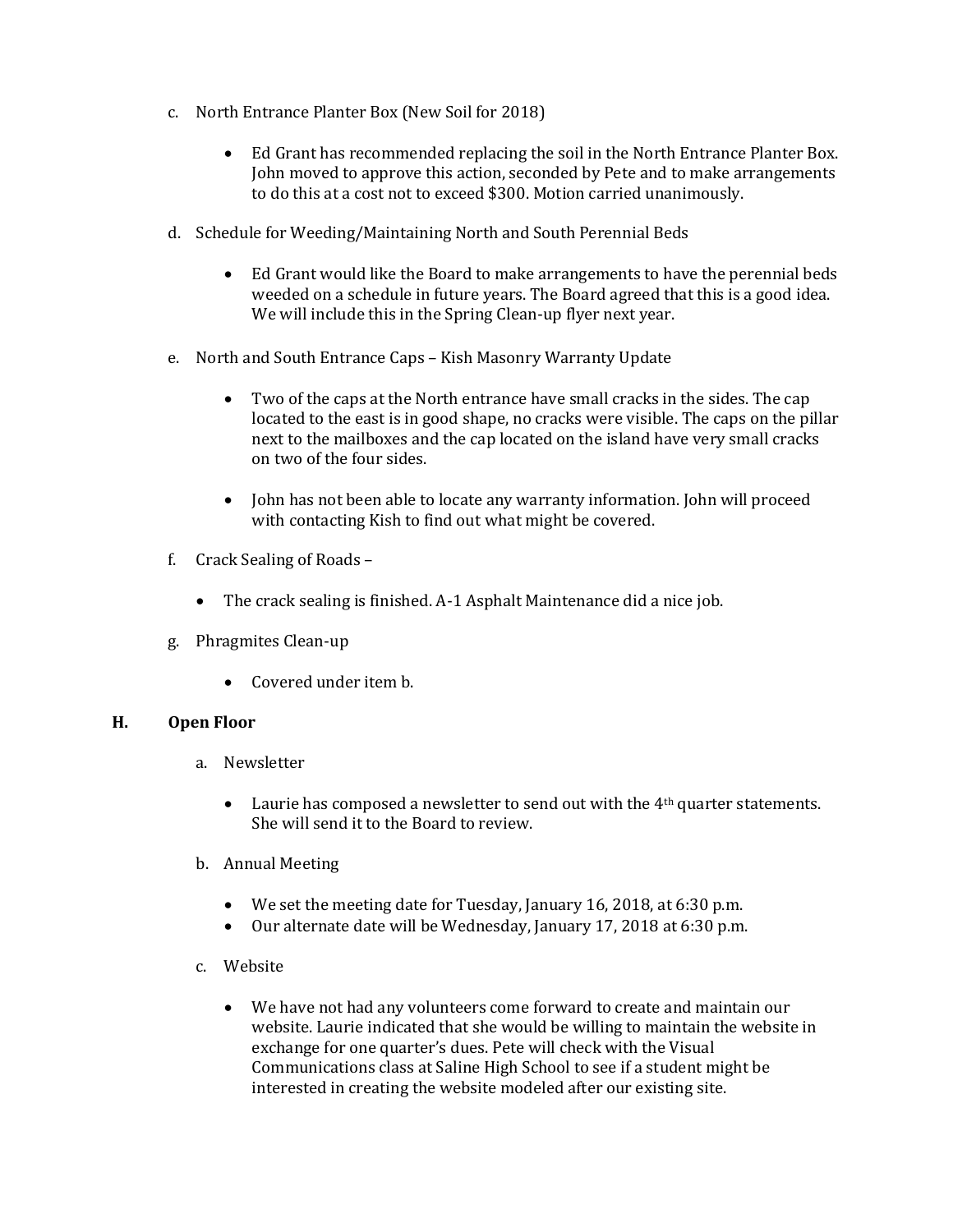c. North Entrance Planter Box (New Soil for 2018)

- Ed Grant has recommended replacing the soil in the North Entrance Planter Box. John moved to approve this action, seconded by Pete and to make arrangements to do this at a cost not to exceed $300. Motion carried unanimously.

d. Schedule for Weeding/Maintaining North and South Perennial Beds

- Ed Grant would like the Board to make arrangements to have the perennial beds weeded on a schedule in future years. The Board agreed that this is a good idea. We will include this in the Spring Clean-up flyer next year.

e. North and South Entrance Caps – Kish Masonry Warranty Update

- Two of the caps at the North entrance have small cracks in the sides. The cap located to the east is in good shape, no cracks were visible. The caps on the pillar next to the mailboxes and the cap located on the island have very small cracks on two of the four sides.

- John has not been able to locate any warranty information. John will proceed with contacting Kish to find out what might be covered.

f. Crack Sealing of Roads –

- The crack sealing is finished. A-1 Asphalt Maintenance did a nice job.

g. Phragmites Clean-up

- Covered under item b.

**H. Open Floor**

a. Newsletter

- Laurie has composed a newsletter to send out with the 4th quarter statements. She will send it to the Board to review.

b. Annual Meeting

- We set the meeting date for Tuesday, January 16, 2018, at 6:30 p.m.
- Our alternate date will be Wednesday, January 17, 2018 at 6:30 p.m.

c. Website

- We have not had any volunteers come forward to create and maintain our website. Laurie indicated that she would be willing to maintain the website in exchange for one quarter's dues. Pete will check with the Visual Communications class at Saline High School to see if a student might be interested in creating the website modeled after our existing site.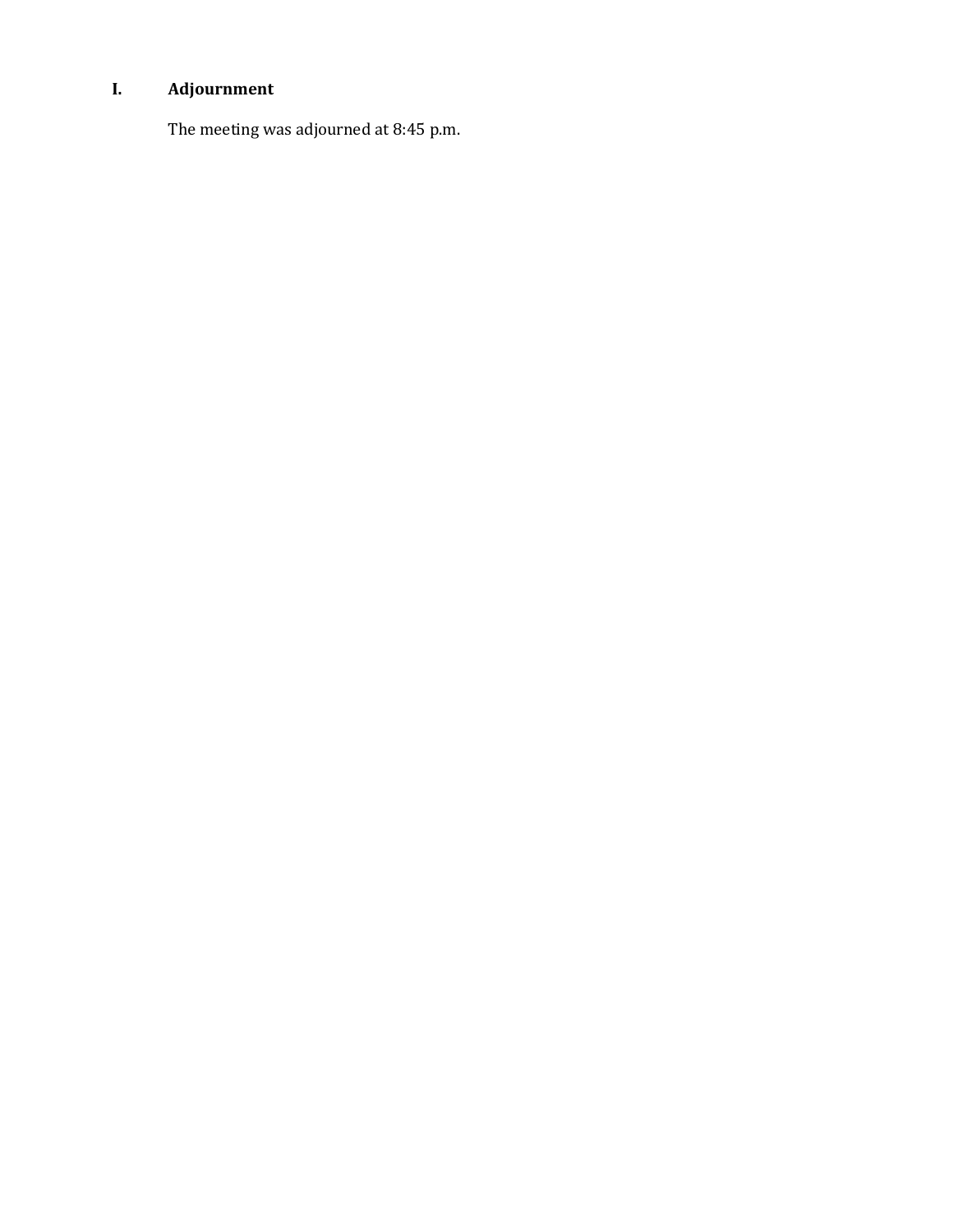## I. Adjournment

The meeting was adjourned at 8:45 p.m.